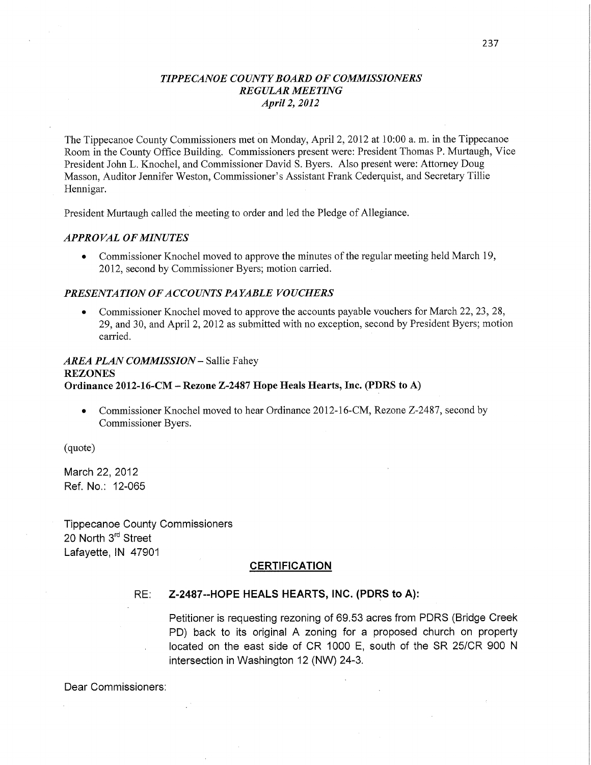# *TIPPECANOE COUNTY BOARD OF COMMISSIONERS*
## *REGULAR MEETING*
### *April 2, 2012*

The Tippecanoe County Commissioners met on Monday, April 2, 2012 at 10:00 a. m. in the Tippecanoe Room in the County Office Building. Commissioners present were: President Thomas P. Murtaugh, Vice President John L. Knochel, and Commissioner David S. Byers. Also present were: Attorney Doug Masson, Auditor Jennifer Weston, Commissioner's Assistant Frank Cederquist, and Secretary Tillie Hennigar.

President Murtaugh called the meeting to order and led the Pledge of Allegiance.

### *APPROVAL OF MINUTES*

- Commissioner Knochel moved to approve the minutes of the regular meeting held March 19, 2012, second by Commissioner Byers; motion carried.

### *PRESENTATION OF ACCOUNTS PAYABLE VOUCHERS*

- Commissioner Knochel moved to approve the accounts payable vouchers for March 22, 23, 28, 29, and 30, and April 2, 2012 as submitted with no exception, second by President Byers; motion carried.

### *AREA PLAN COMMISSION* – Sallie Fahey

**REZONES**

**Ordinance 2012-16-CM – Rezone Z-2487 Hope Heals Hearts, Inc. (PDRS to A)**

- Commissioner Knochel moved to hear Ordinance 2012-16-CM, Rezone Z-2487, second by Commissioner Byers.

(quote)

March 22, 2012
Ref. No.: 12-065

Tippecanoe County Commissioners
20 North 3rd Street
Lafayette, IN 47901

**CERTIFICATION**

RE: **Z-2487--HOPE HEALS HEARTS, INC. (PDRS to A):**

Petitioner is requesting rezoning of 69.53 acres from PDRS (Bridge Creek PD) back to its original A zoning for a proposed church on property located on the east side of CR 1000 E, south of the SR 25/CR 900 N intersection in Washington 12 (NW) 24-3.

Dear Commissioners: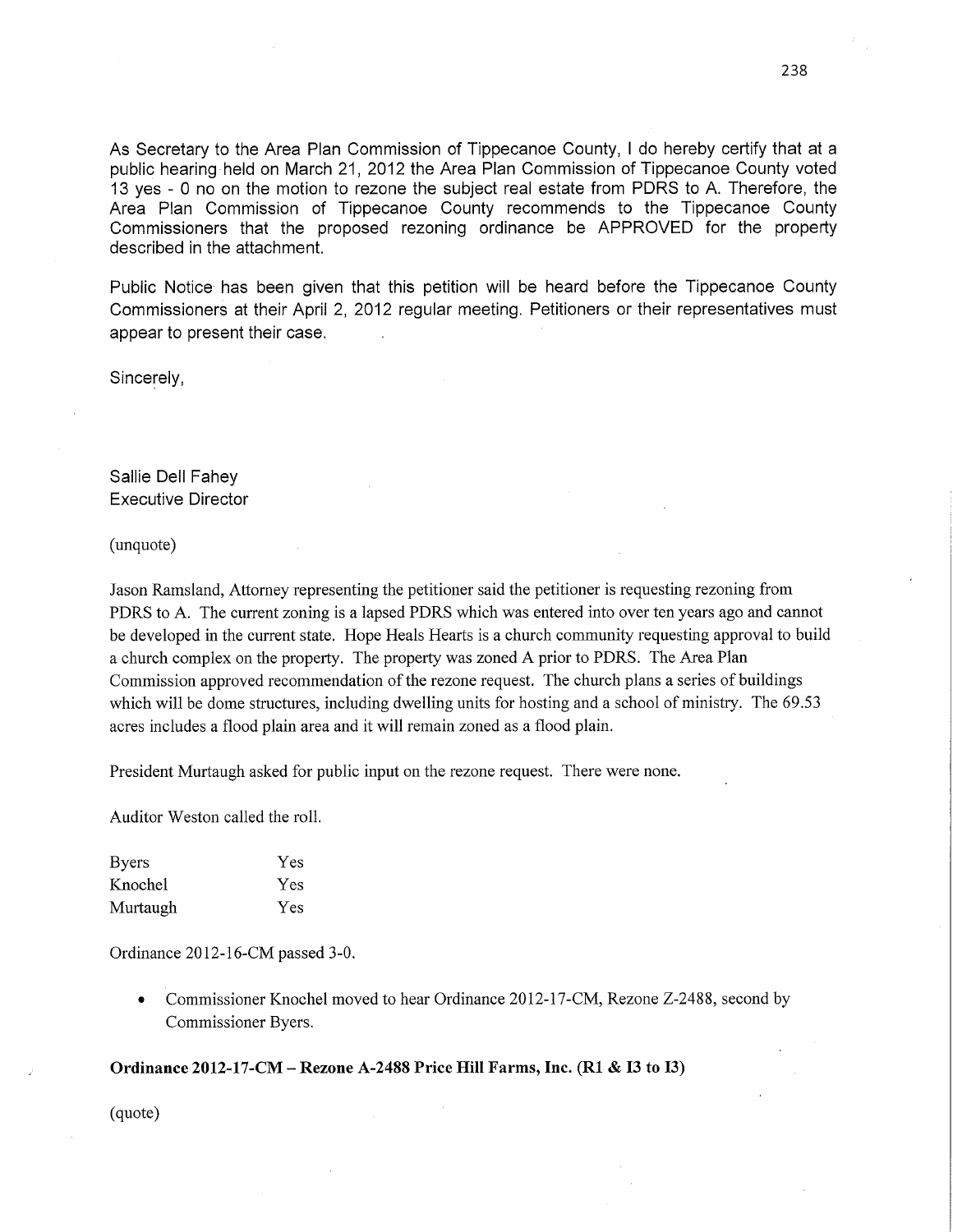As Secretary to the Area Plan Commission of Tippecanoe County, I do hereby certify that at a public hearing held on March 21, 2012 the Area Plan Commission of Tippecanoe County voted 13 yes - 0 no on the motion to rezone the subject real estate from PDRS to A. Therefore, the Area Plan Commission of Tippecanoe County recommends to the Tippecanoe County Commissioners that the proposed rezoning ordinance be APPROVED for the property described in the attachment.

Public Notice has been given that this petition will be heard before the Tippecanoe County Commissioners at their April 2, 2012 regular meeting. Petitioners or their representatives must appear to present their case.

Sincerely,

Sallie Dell Fahey
Executive Director

(unquote)

Jason Ramsland, Attorney representing the petitioner said the petitioner is requesting rezoning from PDRS to A. The current zoning is a lapsed PDRS which was entered into over ten years ago and cannot be developed in the current state. Hope Heals Hearts is a church community requesting approval to build a church complex on the property. The property was zoned A prior to PDRS. The Area Plan Commission approved recommendation of the rezone request. The church plans a series of buildings which will be dome structures, including dwelling units for hosting and a school of ministry. The 69.53 acres includes a flood plain area and it will remain zoned as a flood plain.

President Murtaugh asked for public input on the rezone request. There were none.

Auditor Weston called the roll.

| | |
|---|---|
| Byers | Yes |
| Knochel | Yes |
| Murtaugh | Yes |

Ordinance 2012-16-CM passed 3-0.

- Commissioner Knochel moved to hear Ordinance 2012-17-CM, Rezone Z-2488, second by Commissioner Byers.

**Ordinance 2012-17-CM – Rezone A-2488 Price Hill Farms, Inc. (R1 & I3 to I3)**

(quote)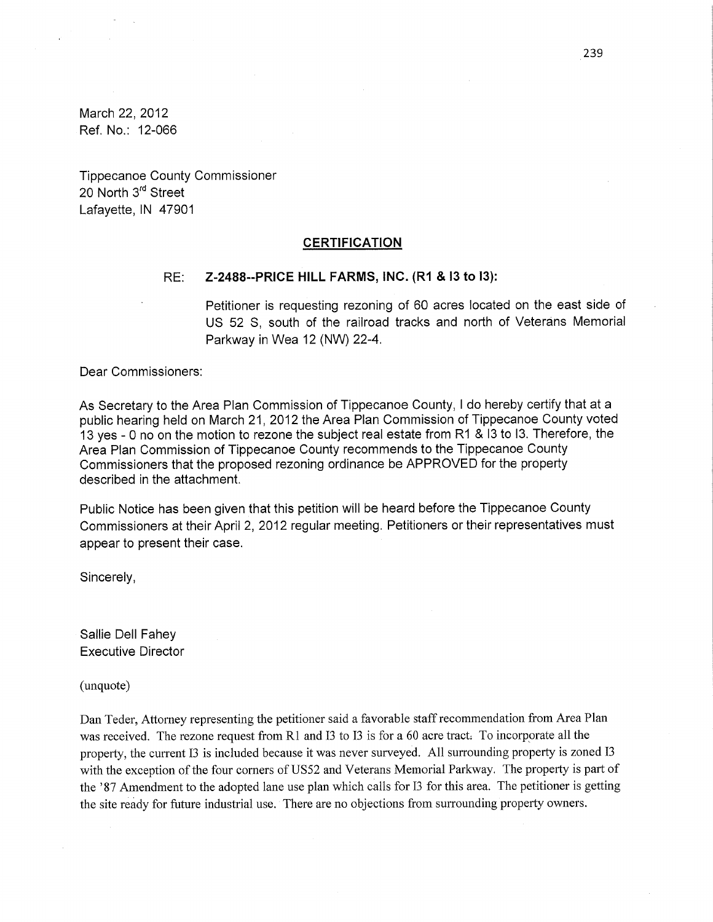March 22, 2012
Ref. No.: 12-066

Tippecanoe County Commissioner
20 North 3rd Street
Lafayette, IN 47901

## CERTIFICATION

RE: **Z-2488--PRICE HILL FARMS, INC. (R1 & I3 to I3):**

Petitioner is requesting rezoning of 60 acres located on the east side of US 52 S, south of the railroad tracks and north of Veterans Memorial Parkway in Wea 12 (NW) 22-4.

Dear Commissioners:

As Secretary to the Area Plan Commission of Tippecanoe County, I do hereby certify that at a public hearing held on March 21, 2012 the Area Plan Commission of Tippecanoe County voted 13 yes - 0 no on the motion to rezone the subject real estate from R1 & I3 to I3. Therefore, the Area Plan Commission of Tippecanoe County recommends to the Tippecanoe County Commissioners that the proposed rezoning ordinance be APPROVED for the property described in the attachment.

Public Notice has been given that this petition will be heard before the Tippecanoe County Commissioners at their April 2, 2012 regular meeting. Petitioners or their representatives must appear to present their case.

Sincerely,

Sallie Dell Fahey
Executive Director

(unquote)

Dan Teder, Attorney representing the petitioner said a favorable staff recommendation from Area Plan was received. The rezone request from R1 and I3 to I3 is for a 60 acre tract. To incorporate all the property, the current I3 is included because it was never surveyed. All surrounding property is zoned I3 with the exception of the four corners of US52 and Veterans Memorial Parkway. The property is part of the '87 Amendment to the adopted lane use plan which calls for I3 for this area. The petitioner is getting the site ready for future industrial use. There are no objections from surrounding property owners.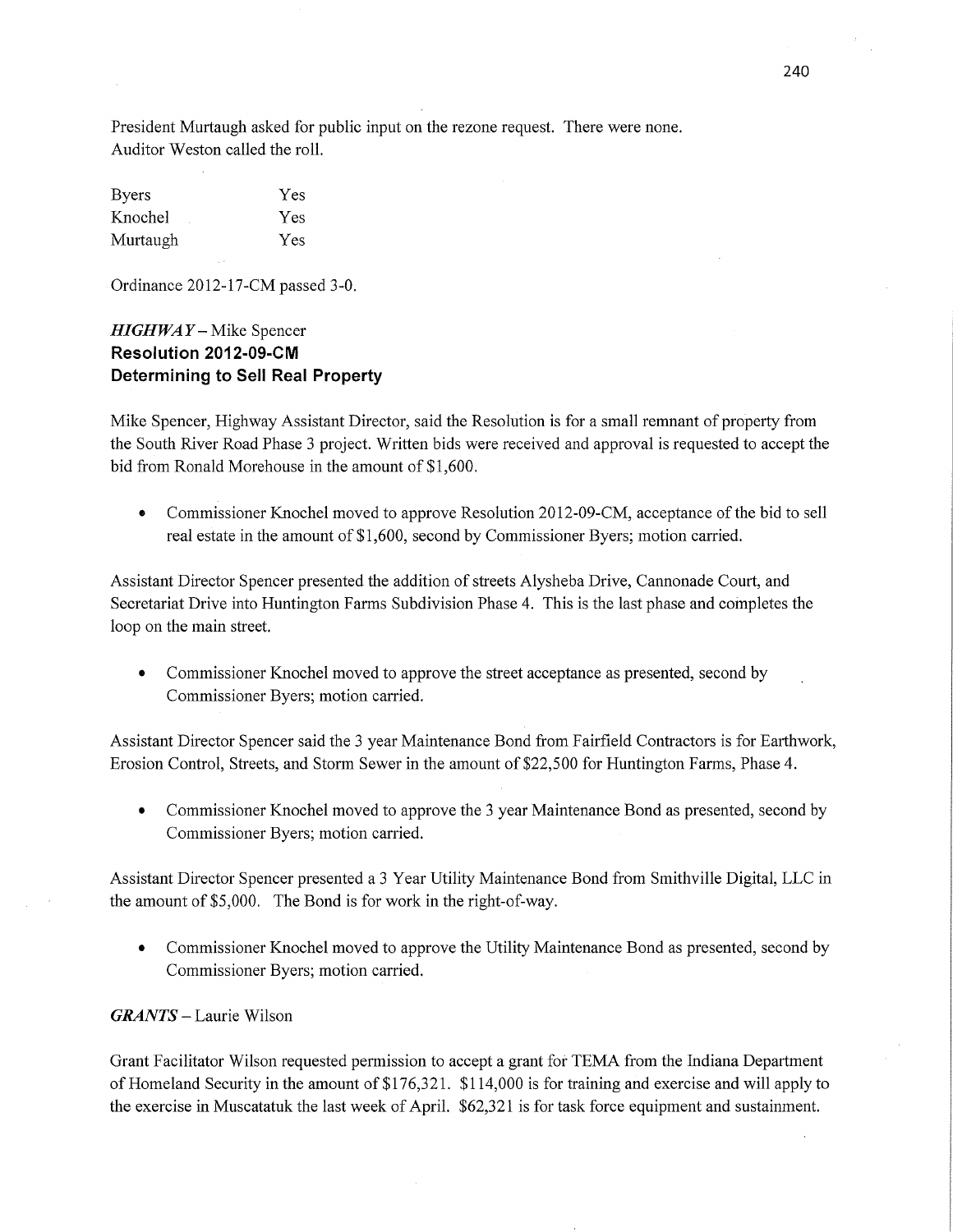President Murtaugh asked for public input on the rezone request. There were none.
Auditor Weston called the roll.

| Byers | Yes |
|---|---|
| Knochel | Yes |
| Murtaugh | Yes |

Ordinance 2012-17-CM passed 3-0.

***HIGHWAY*** – Mike Spencer
**Resolution 2012-09-CM**
**Determining to Sell Real Property**

Mike Spencer, Highway Assistant Director, said the Resolution is for a small remnant of property from the South River Road Phase 3 project. Written bids were received and approval is requested to accept the bid from Ronald Morehouse in the amount of $1,600.

- Commissioner Knochel moved to approve Resolution 2012-09-CM, acceptance of the bid to sell real estate in the amount of $1,600, second by Commissioner Byers; motion carried.

Assistant Director Spencer presented the addition of streets Alysheba Drive, Cannonade Court, and Secretariat Drive into Huntington Farms Subdivision Phase 4. This is the last phase and completes the loop on the main street.

- Commissioner Knochel moved to approve the street acceptance as presented, second by Commissioner Byers; motion carried.

Assistant Director Spencer said the 3 year Maintenance Bond from Fairfield Contractors is for Earthwork, Erosion Control, Streets, and Storm Sewer in the amount of $22,500 for Huntington Farms, Phase 4.

- Commissioner Knochel moved to approve the 3 year Maintenance Bond as presented, second by Commissioner Byers; motion carried.

Assistant Director Spencer presented a 3 Year Utility Maintenance Bond from Smithville Digital, LLC in the amount of $5,000. The Bond is for work in the right-of-way.

- Commissioner Knochel moved to approve the Utility Maintenance Bond as presented, second by Commissioner Byers; motion carried.

***GRANTS*** – Laurie Wilson

Grant Facilitator Wilson requested permission to accept a grant for TEMA from the Indiana Department of Homeland Security in the amount of $176,321. $114,000 is for training and exercise and will apply to the exercise in Muscatatuk the last week of April. $62,321 is for task force equipment and sustainment.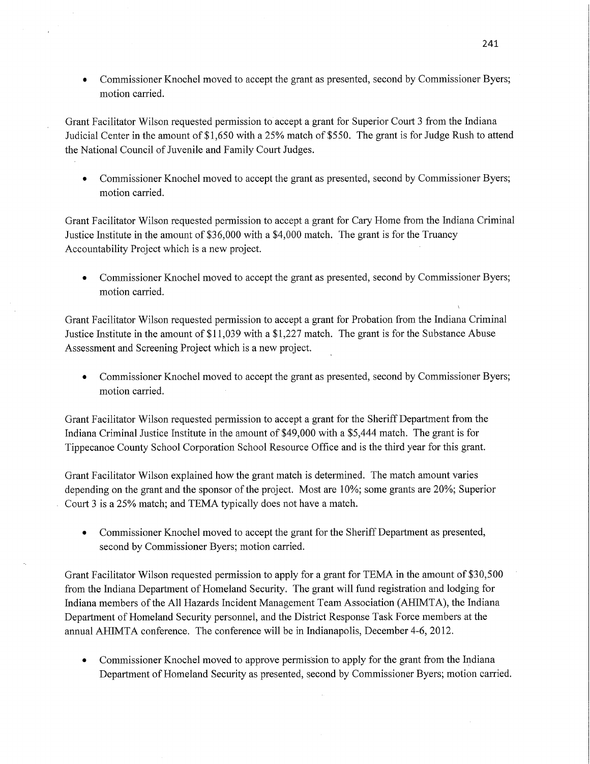- Commissioner Knochel moved to accept the grant as presented, second by Commissioner Byers; motion carried.

Grant Facilitator Wilson requested permission to accept a grant for Superior Court 3 from the Indiana Judicial Center in the amount of $1,650 with a 25% match of $550. The grant is for Judge Rush to attend the National Council of Juvenile and Family Court Judges.

- Commissioner Knochel moved to accept the grant as presented, second by Commissioner Byers; motion carried.

Grant Facilitator Wilson requested permission to accept a grant for Cary Home from the Indiana Criminal Justice Institute in the amount of $36,000 with a $4,000 match. The grant is for the Truancy Accountability Project which is a new project.

- Commissioner Knochel moved to accept the grant as presented, second by Commissioner Byers; motion carried.

Grant Facilitator Wilson requested permission to accept a grant for Probation from the Indiana Criminal Justice Institute in the amount of $11,039 with a $1,227 match. The grant is for the Substance Abuse Assessment and Screening Project which is a new project.

- Commissioner Knochel moved to accept the grant as presented, second by Commissioner Byers; motion carried.

Grant Facilitator Wilson requested permission to accept a grant for the Sheriff Department from the Indiana Criminal Justice Institute in the amount of $49,000 with a $5,444 match. The grant is for Tippecanoe County School Corporation School Resource Office and is the third year for this grant.

Grant Facilitator Wilson explained how the grant match is determined. The match amount varies depending on the grant and the sponsor of the project. Most are 10%; some grants are 20%; Superior Court 3 is a 25% match; and TEMA typically does not have a match.

- Commissioner Knochel moved to accept the grant for the Sheriff Department as presented, second by Commissioner Byers; motion carried.

Grant Facilitator Wilson requested permission to apply for a grant for TEMA in the amount of $30,500 from the Indiana Department of Homeland Security. The grant will fund registration and lodging for Indiana members of the All Hazards Incident Management Team Association (AHIMTA), the Indiana Department of Homeland Security personnel, and the District Response Task Force members at the annual AHIMTA conference. The conference will be in Indianapolis, December 4-6, 2012.

- Commissioner Knochel moved to approve permission to apply for the grant from the Indiana Department of Homeland Security as presented, second by Commissioner Byers; motion carried.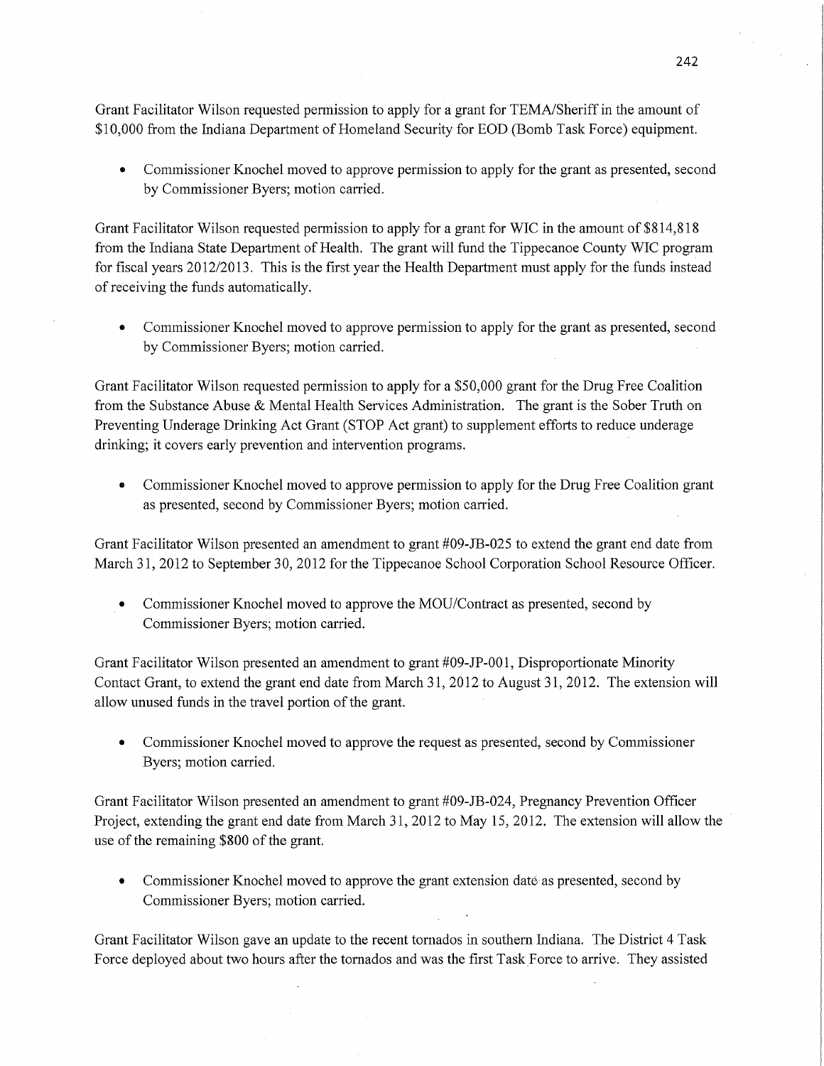Grant Facilitator Wilson requested permission to apply for a grant for TEMA/Sheriff in the amount of $10,000 from the Indiana Department of Homeland Security for EOD (Bomb Task Force) equipment.

- Commissioner Knochel moved to approve permission to apply for the grant as presented, second by Commissioner Byers; motion carried.

Grant Facilitator Wilson requested permission to apply for a grant for WIC in the amount of $814,818 from the Indiana State Department of Health. The grant will fund the Tippecanoe County WIC program for fiscal years 2012/2013. This is the first year the Health Department must apply for the funds instead of receiving the funds automatically.

- Commissioner Knochel moved to approve permission to apply for the grant as presented, second by Commissioner Byers; motion carried.

Grant Facilitator Wilson requested permission to apply for a $50,000 grant for the Drug Free Coalition from the Substance Abuse & Mental Health Services Administration. The grant is the Sober Truth on Preventing Underage Drinking Act Grant (STOP Act grant) to supplement efforts to reduce underage drinking; it covers early prevention and intervention programs.

- Commissioner Knochel moved to approve permission to apply for the Drug Free Coalition grant as presented, second by Commissioner Byers; motion carried.

Grant Facilitator Wilson presented an amendment to grant #09-JB-025 to extend the grant end date from March 31, 2012 to September 30, 2012 for the Tippecanoe School Corporation School Resource Officer.

- Commissioner Knochel moved to approve the MOU/Contract as presented, second by Commissioner Byers; motion carried.

Grant Facilitator Wilson presented an amendment to grant #09-JP-001, Disproportionate Minority Contact Grant, to extend the grant end date from March 31, 2012 to August 31, 2012. The extension will allow unused funds in the travel portion of the grant.

- Commissioner Knochel moved to approve the request as presented, second by Commissioner Byers; motion carried.

Grant Facilitator Wilson presented an amendment to grant #09-JB-024, Pregnancy Prevention Officer Project, extending the grant end date from March 31, 2012 to May 15, 2012. The extension will allow the use of the remaining $800 of the grant.

- Commissioner Knochel moved to approve the grant extension date as presented, second by Commissioner Byers; motion carried.

Grant Facilitator Wilson gave an update to the recent tornados in southern Indiana. The District 4 Task Force deployed about two hours after the tornados and was the first Task Force to arrive. They assisted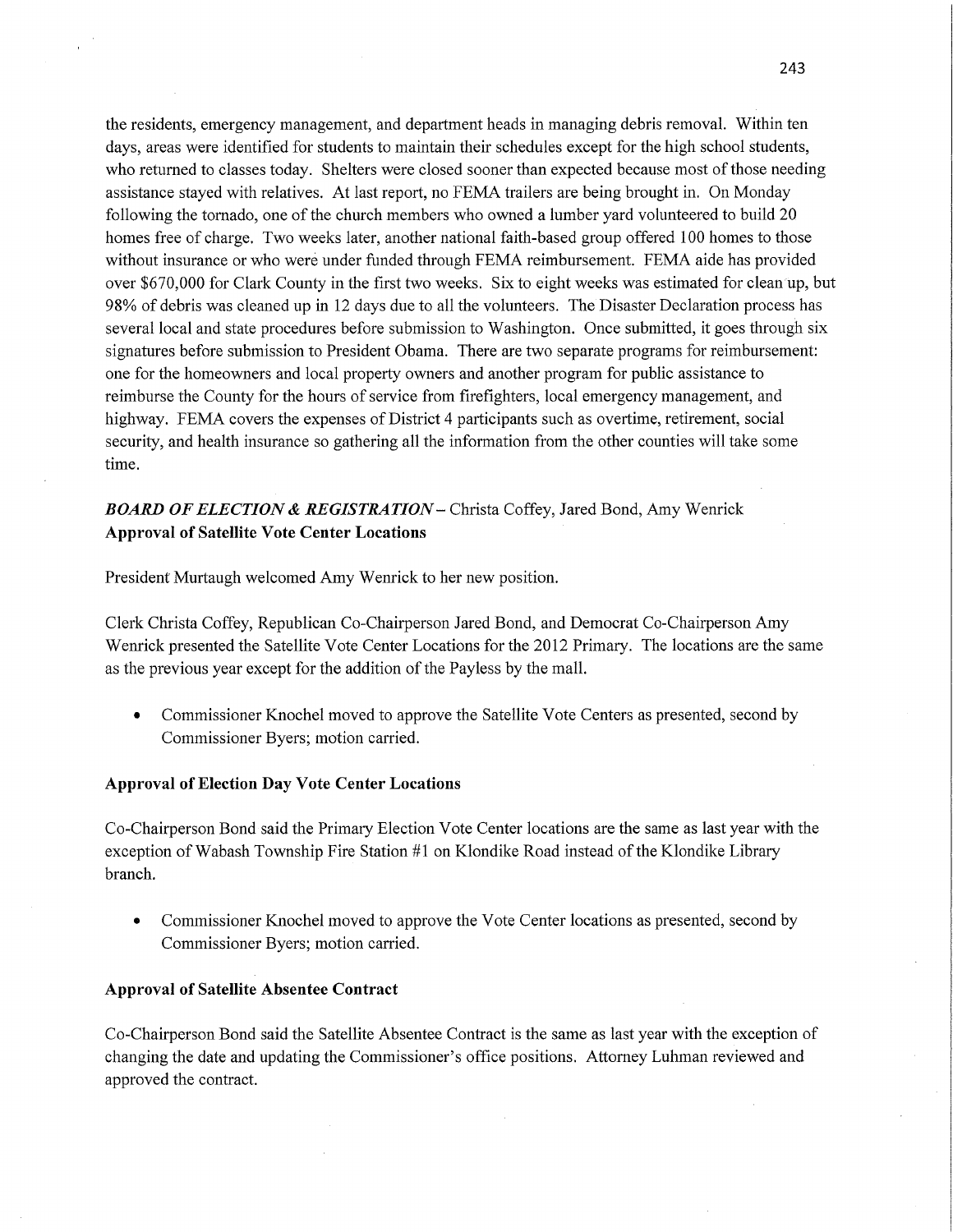the residents, emergency management, and department heads in managing debris removal. Within ten days, areas were identified for students to maintain their schedules except for the high school students, who returned to classes today. Shelters were closed sooner than expected because most of those needing assistance stayed with relatives. At last report, no FEMA trailers are being brought in. On Monday following the tornado, one of the church members who owned a lumber yard volunteered to build 20 homes free of charge. Two weeks later, another national faith-based group offered 100 homes to those without insurance or who were under funded through FEMA reimbursement. FEMA aide has provided over $670,000 for Clark County in the first two weeks. Six to eight weeks was estimated for clean up, but 98% of debris was cleaned up in 12 days due to all the volunteers. The Disaster Declaration process has several local and state procedures before submission to Washington. Once submitted, it goes through six signatures before submission to President Obama. There are two separate programs for reimbursement: one for the homeowners and local property owners and another program for public assistance to reimburse the County for the hours of service from firefighters, local emergency management, and highway. FEMA covers the expenses of District 4 participants such as overtime, retirement, social security, and health insurance so gathering all the information from the other counties will take some time.

***BOARD OF ELECTION & REGISTRATION*** – Christa Coffey, Jared Bond, Amy Wenrick
**Approval of Satellite Vote Center Locations**

President Murtaugh welcomed Amy Wenrick to her new position.

Clerk Christa Coffey, Republican Co-Chairperson Jared Bond, and Democrat Co-Chairperson Amy Wenrick presented the Satellite Vote Center Locations for the 2012 Primary. The locations are the same as the previous year except for the addition of the Payless by the mall.

- Commissioner Knochel moved to approve the Satellite Vote Centers as presented, second by Commissioner Byers; motion carried.

**Approval of Election Day Vote Center Locations**

Co-Chairperson Bond said the Primary Election Vote Center locations are the same as last year with the exception of Wabash Township Fire Station #1 on Klondike Road instead of the Klondike Library branch.

- Commissioner Knochel moved to approve the Vote Center locations as presented, second by Commissioner Byers; motion carried.

**Approval of Satellite Absentee Contract**

Co-Chairperson Bond said the Satellite Absentee Contract is the same as last year with the exception of changing the date and updating the Commissioner's office positions. Attorney Luhman reviewed and approved the contract.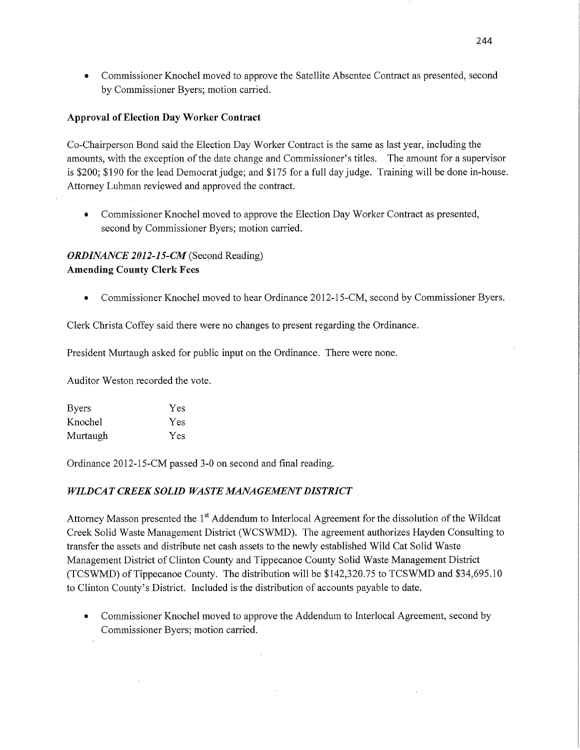- Commissioner Knochel moved to approve the Satellite Absentee Contract as presented, second by Commissioner Byers; motion carried.

**Approval of Election Day Worker Contract**

Co-Chairperson Bond said the Election Day Worker Contract is the same as last year, including the amounts, with the exception of the date change and Commissioner's titles. The amount for a supervisor is $200; $190 for the lead Democrat judge; and $175 for a full day judge. Training will be done in-house. Attorney Luhman reviewed and approved the contract.

- Commissioner Knochel moved to approve the Election Day Worker Contract as presented, second by Commissioner Byers; motion carried.

***ORDINANCE 2012-15-CM*** **(Second Reading)**
**Amending County Clerk Fees**

- Commissioner Knochel moved to hear Ordinance 2012-15-CM, second by Commissioner Byers.

Clerk Christa Coffey said there were no changes to present regarding the Ordinance.

President Murtaugh asked for public input on the Ordinance. There were none.

Auditor Weston recorded the vote.

| | |
|---|---|
| Byers | Yes |
| Knochel | Yes |
| Murtaugh | Yes |

Ordinance 2012-15-CM passed 3-0 on second and final reading.

***WILDCAT CREEK SOLID WASTE MANAGEMENT DISTRICT***

Attorney Masson presented the 1st Addendum to Interlocal Agreement for the dissolution of the Wildcat Creek Solid Waste Management District (WCSWMD). The agreement authorizes Hayden Consulting to transfer the assets and distribute net cash assets to the newly established Wild Cat Solid Waste Management District of Clinton County and Tippecanoe County Solid Waste Management District (TCSWMD) of Tippecanoe County. The distribution will be $142,320.75 to TCSWMD and $34,695.10 to Clinton County's District. Included is the distribution of accounts payable to date.

- Commissioner Knochel moved to approve the Addendum to Interlocal Agreement, second by Commissioner Byers; motion carried.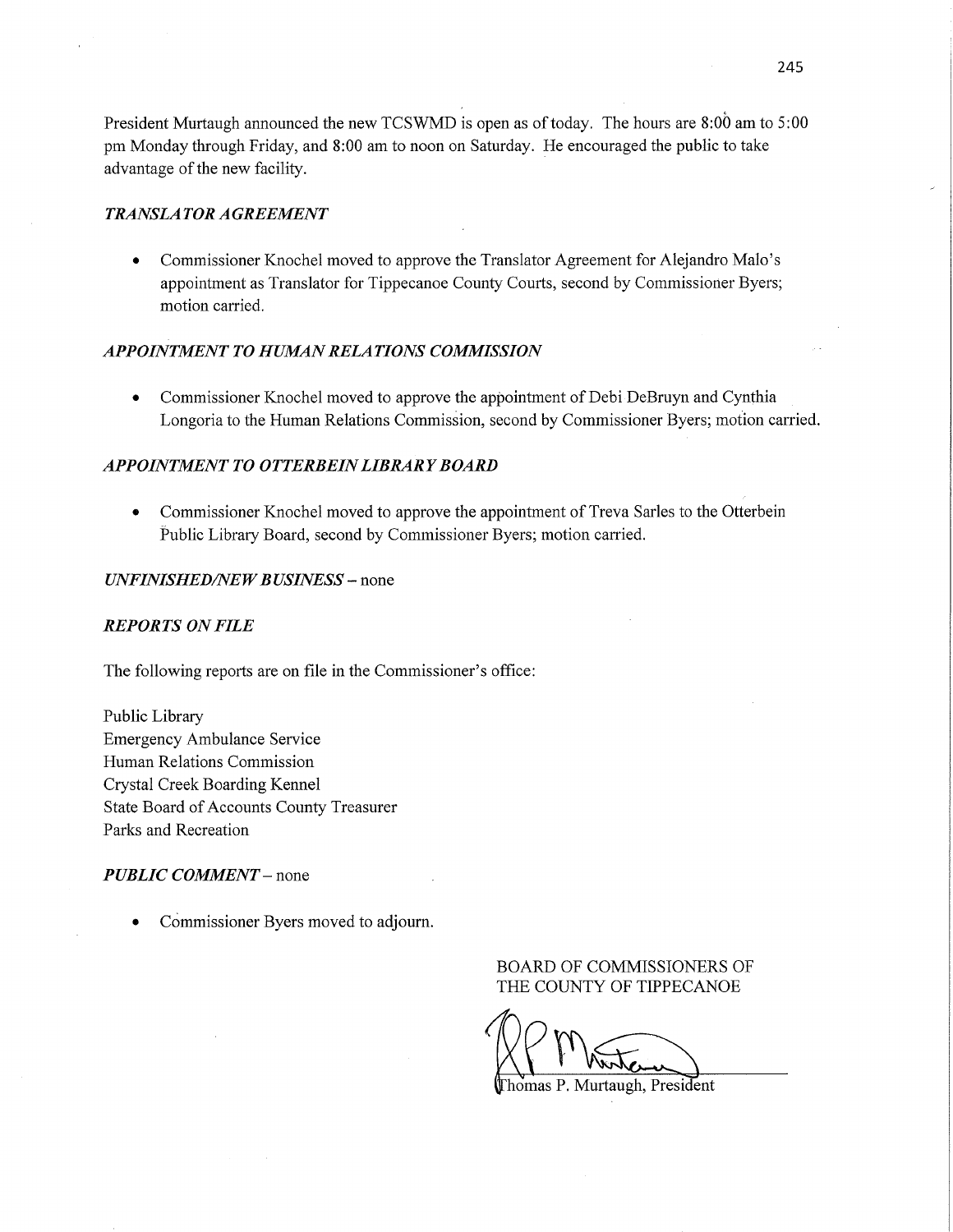President Murtaugh announced the new TCSWMD is open as of today. The hours are 8:00 am to 5:00 pm Monday through Friday, and 8:00 am to noon on Saturday. He encouraged the public to take advantage of the new facility.

***TRANSLATOR AGREEMENT***

- Commissioner Knochel moved to approve the Translator Agreement for Alejandro Malo's appointment as Translator for Tippecanoe County Courts, second by Commissioner Byers; motion carried.

***APPOINTMENT TO HUMAN RELATIONS COMMISSION***

- Commissioner Knochel moved to approve the appointment of Debi DeBruyn and Cynthia Longoria to the Human Relations Commission, second by Commissioner Byers; motion carried.

***APPOINTMENT TO OTTERBEIN LIBRARY BOARD***

- Commissioner Knochel moved to approve the appointment of Treva Sarles to the Otterbein Public Library Board, second by Commissioner Byers; motion carried.

***UNFINISHED/NEW BUSINESS*** – none

***REPORTS ON FILE***

The following reports are on file in the Commissioner's office:

Public Library
Emergency Ambulance Service
Human Relations Commission
Crystal Creek Boarding Kennel
State Board of Accounts County Treasurer
Parks and Recreation

***PUBLIC COMMENT*** – none

- Commissioner Byers moved to adjourn.

BOARD OF COMMISSIONERS OF
THE COUNTY OF TIPPECANOE

Thomas P. Murtaugh, President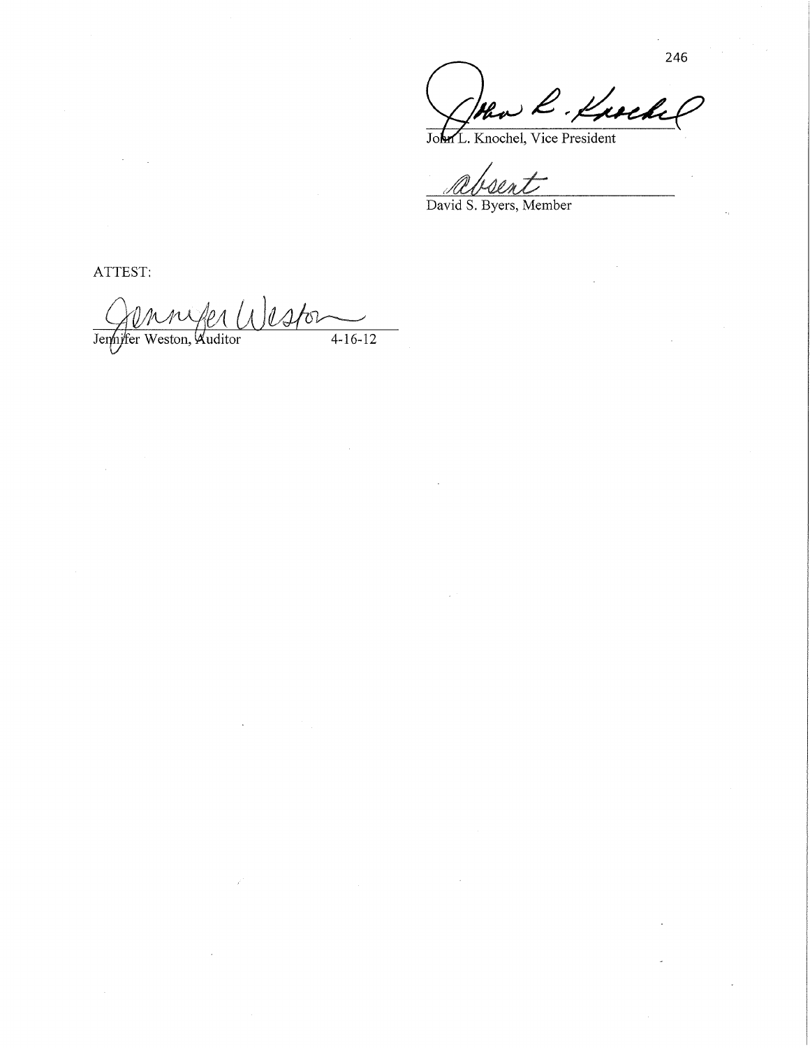John L. Knochel, Vice President

*absent*

David S. Byers, Member

ATTEST:

Jennifer Weston, Auditor 4-16-12